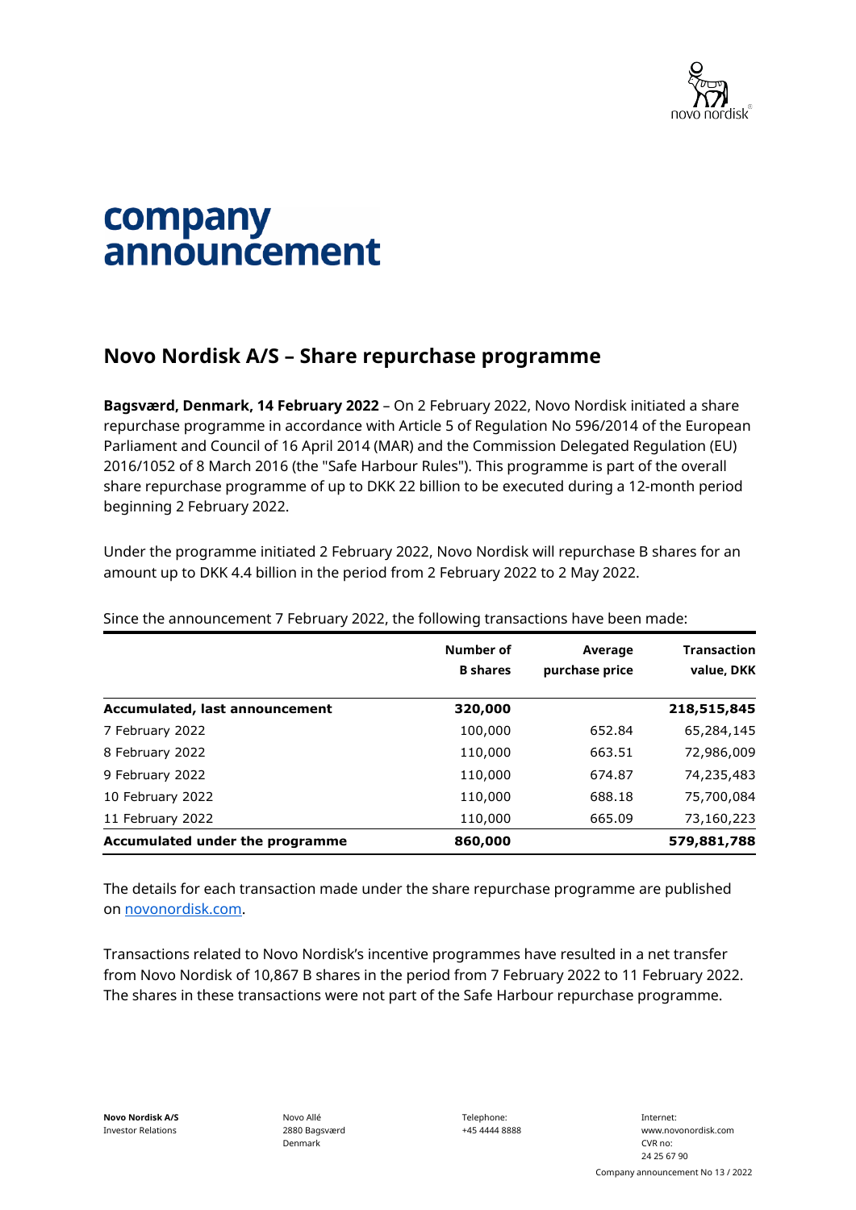# company announcement

## Novo Nordisk A/S – Share repurchase programme

**Bagsværd, Denmark, 14 February 2022** – On 2 February 2022, Novo Nordisk initiated a share repurchase programme in accordance with Article 5 of Regulation No 596/2014 of the European Parliament and Council of 16 April 2014 (MAR) and the Commission Delegated Regulation (EU) 2016/1052 of 8 March 2016 (the "Safe Harbour Rules"). This programme is part of the overall share repurchase programme of up to DKK 22 billion to be executed during a 12-month period beginning 2 February 2022.

Under the programme initiated 2 February 2022, Novo Nordisk will repurchase B shares for an amount up to DKK 4.4 billion in the period from 2 February 2022 to 2 May 2022.

Since the announcement 7 February 2022, the following transactions have been made:

| | Number of B shares | Average purchase price | Transaction value, DKK |
|---|---|---|---|
| **Accumulated, last announcement** | **320,000** | | **218,515,845** |
| 7 February 2022 | 100,000 | 652.84 | 65,284,145 |
| 8 February 2022 | 110,000 | 663.51 | 72,986,009 |
| 9 February 2022 | 110,000 | 674.87 | 74,235,483 |
| 10 February 2022 | 110,000 | 688.18 | 75,700,084 |
| 11 February 2022 | 110,000 | 665.09 | 73,160,223 |
| **Accumulated under the programme** | **860,000** | | **579,881,788** |

The details for each transaction made under the share repurchase programme are published on novonordisk.com.

Transactions related to Novo Nordisk's incentive programmes have resulted in a net transfer from Novo Nordisk of 10,867 B shares in the period from 7 February 2022 to 11 February 2022. The shares in these transactions were not part of the Safe Harbour repurchase programme.

**Novo Nordisk A/S**
Investor Relations

Novo Allé
2880 Bagsværd
Denmark

Telephone:
+45 4444 8888

Internet:
www.novonordisk.com
CVR no:
24 25 67 90

Company announcement No 13 / 2022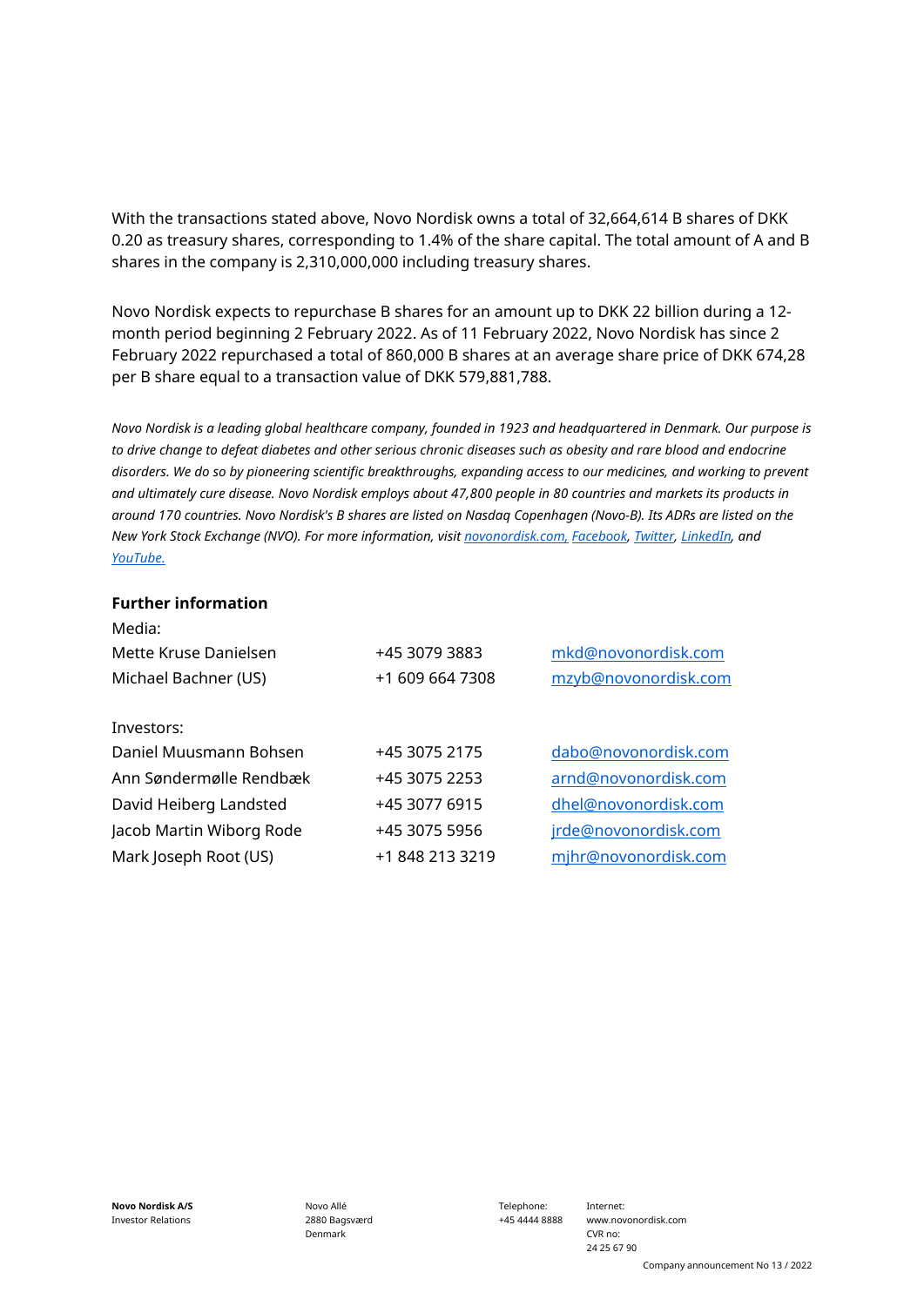With the transactions stated above, Novo Nordisk owns a total of 32,664,614 B shares of DKK 0.20 as treasury shares, corresponding to 1.4% of the share capital. The total amount of A and B shares in the company is 2,310,000,000 including treasury shares.

Novo Nordisk expects to repurchase B shares for an amount up to DKK 22 billion during a 12-month period beginning 2 February 2022. As of 11 February 2022, Novo Nordisk has since 2 February 2022 repurchased a total of 860,000 B shares at an average share price of DKK 674,28 per B share equal to a transaction value of DKK 579,881,788.

*Novo Nordisk is a leading global healthcare company, founded in 1923 and headquartered in Denmark. Our purpose is to drive change to defeat diabetes and other serious chronic diseases such as obesity and rare blood and endocrine disorders. We do so by pioneering scientific breakthroughs, expanding access to our medicines, and working to prevent and ultimately cure disease. Novo Nordisk employs about 47,800 people in 80 countries and markets its products in around 170 countries. Novo Nordisk's B shares are listed on Nasdaq Copenhagen (Novo-B). Its ADRs are listed on the New York Stock Exchange (NVO). For more information, visit novonordisk.com, Facebook, Twitter, LinkedIn, and YouTube.*

**Further information**

| | | |
|---|---|---|
| Media: | | |
| Mette Kruse Danielsen | +45 3079 3883 | mkd@novonordisk.com |
| Michael Bachner (US) | +1 609 664 7308 | mzyb@novonordisk.com |
| | | |
| Investors: | | |
| Daniel Muusmann Bohsen | +45 3075 2175 | dabo@novonordisk.com |
| Ann Søndermølle Rendbæk | +45 3075 2253 | arnd@novonordisk.com |
| David Heiberg Landsted | +45 3077 6915 | dhel@novonordisk.com |
| Jacob Martin Wiborg Rode | +45 3075 5956 | jrde@novonordisk.com |
| Mark Joseph Root (US) | +1 848 213 3219 | mjhr@novonordisk.com |

**Novo Nordisk A/S**
Investor Relations

Novo Allé
2880 Bagsværd
Denmark

Telephone:
+45 4444 8888

Internet:
www.novonordisk.com
CVR no:
24 25 67 90

Company announcement No 13 / 2022